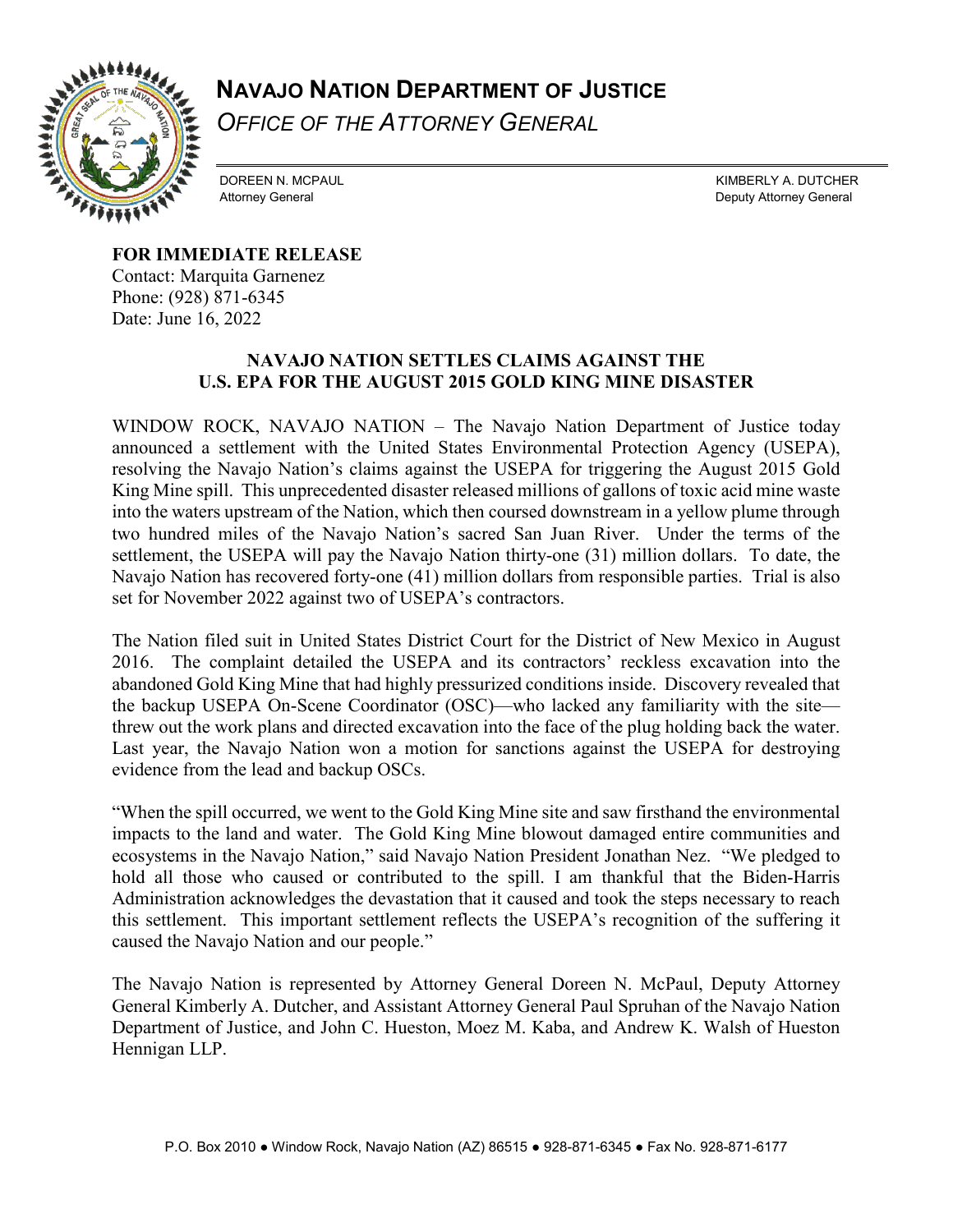# NAVAJO NATION DEPARTMENT OF JUSTICE

*OFFICE OF THE ATTORNEY GENERAL*

DOREEN N. MCPAUL
Attorney General

KIMBERLY A. DUTCHER
Deputy Attorney General

**FOR IMMEDIATE RELEASE**
Contact: Marquita Garnenez
Phone: (928) 871-6345
Date: June 16, 2022

## NAVAJO NATION SETTLES CLAIMS AGAINST THE U.S. EPA FOR THE AUGUST 2015 GOLD KING MINE DISASTER

WINDOW ROCK, NAVAJO NATION – The Navajo Nation Department of Justice today announced a settlement with the United States Environmental Protection Agency (USEPA), resolving the Navajo Nation's claims against the USEPA for triggering the August 2015 Gold King Mine spill. This unprecedented disaster released millions of gallons of toxic acid mine waste into the waters upstream of the Nation, which then coursed downstream in a yellow plume through two hundred miles of the Navajo Nation's sacred San Juan River. Under the terms of the settlement, the USEPA will pay the Navajo Nation thirty-one (31) million dollars. To date, the Navajo Nation has recovered forty-one (41) million dollars from responsible parties. Trial is also set for November 2022 against two of USEPA's contractors.

The Nation filed suit in United States District Court for the District of New Mexico in August 2016. The complaint detailed the USEPA and its contractors' reckless excavation into the abandoned Gold King Mine that had highly pressurized conditions inside. Discovery revealed that the backup USEPA On-Scene Coordinator (OSC)—who lacked any familiarity with the site—threw out the work plans and directed excavation into the face of the plug holding back the water. Last year, the Navajo Nation won a motion for sanctions against the USEPA for destroying evidence from the lead and backup OSCs.

"When the spill occurred, we went to the Gold King Mine site and saw firsthand the environmental impacts to the land and water. The Gold King Mine blowout damaged entire communities and ecosystems in the Navajo Nation," said Navajo Nation President Jonathan Nez. "We pledged to hold all those who caused or contributed to the spill. I am thankful that the Biden-Harris Administration acknowledges the devastation that it caused and took the steps necessary to reach this settlement. This important settlement reflects the USEPA's recognition of the suffering it caused the Navajo Nation and our people."

The Navajo Nation is represented by Attorney General Doreen N. McPaul, Deputy Attorney General Kimberly A. Dutcher, and Assistant Attorney General Paul Spruhan of the Navajo Nation Department of Justice, and John C. Hueston, Moez M. Kaba, and Andrew K. Walsh of Hueston Hennigan LLP.

P.O. Box 2010 ● Window Rock, Navajo Nation (AZ) 86515 ● 928-871-6345 ● Fax No. 928-871-6177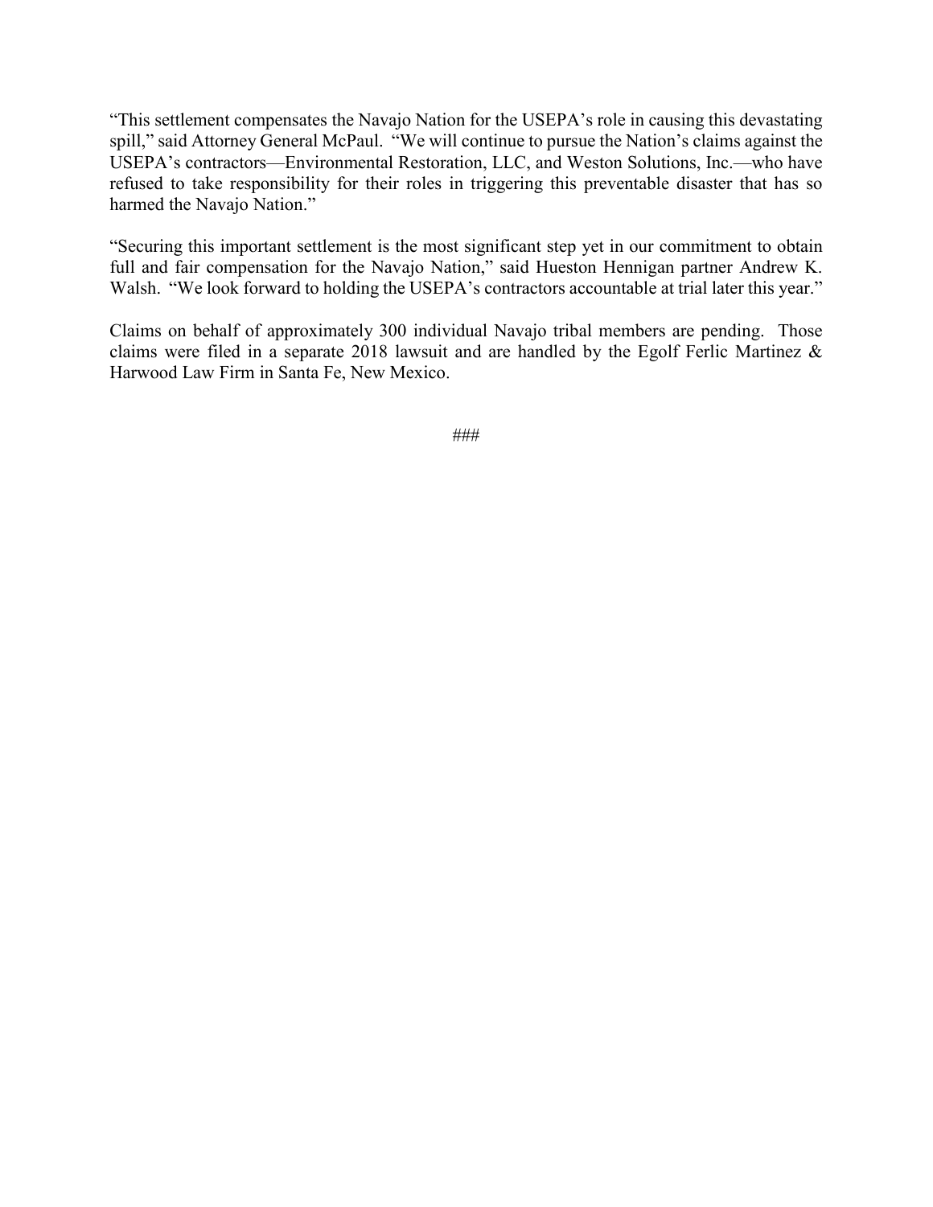"This settlement compensates the Navajo Nation for the USEPA's role in causing this devastating spill," said Attorney General McPaul. "We will continue to pursue the Nation's claims against the USEPA's contractors—Environmental Restoration, LLC, and Weston Solutions, Inc.—who have refused to take responsibility for their roles in triggering this preventable disaster that has so harmed the Navajo Nation."

"Securing this important settlement is the most significant step yet in our commitment to obtain full and fair compensation for the Navajo Nation," said Hueston Hennigan partner Andrew K. Walsh. "We look forward to holding the USEPA's contractors accountable at trial later this year."

Claims on behalf of approximately 300 individual Navajo tribal members are pending. Those claims were filed in a separate 2018 lawsuit and are handled by the Egolf Ferlic Martinez & Harwood Law Firm in Santa Fe, New Mexico.

###